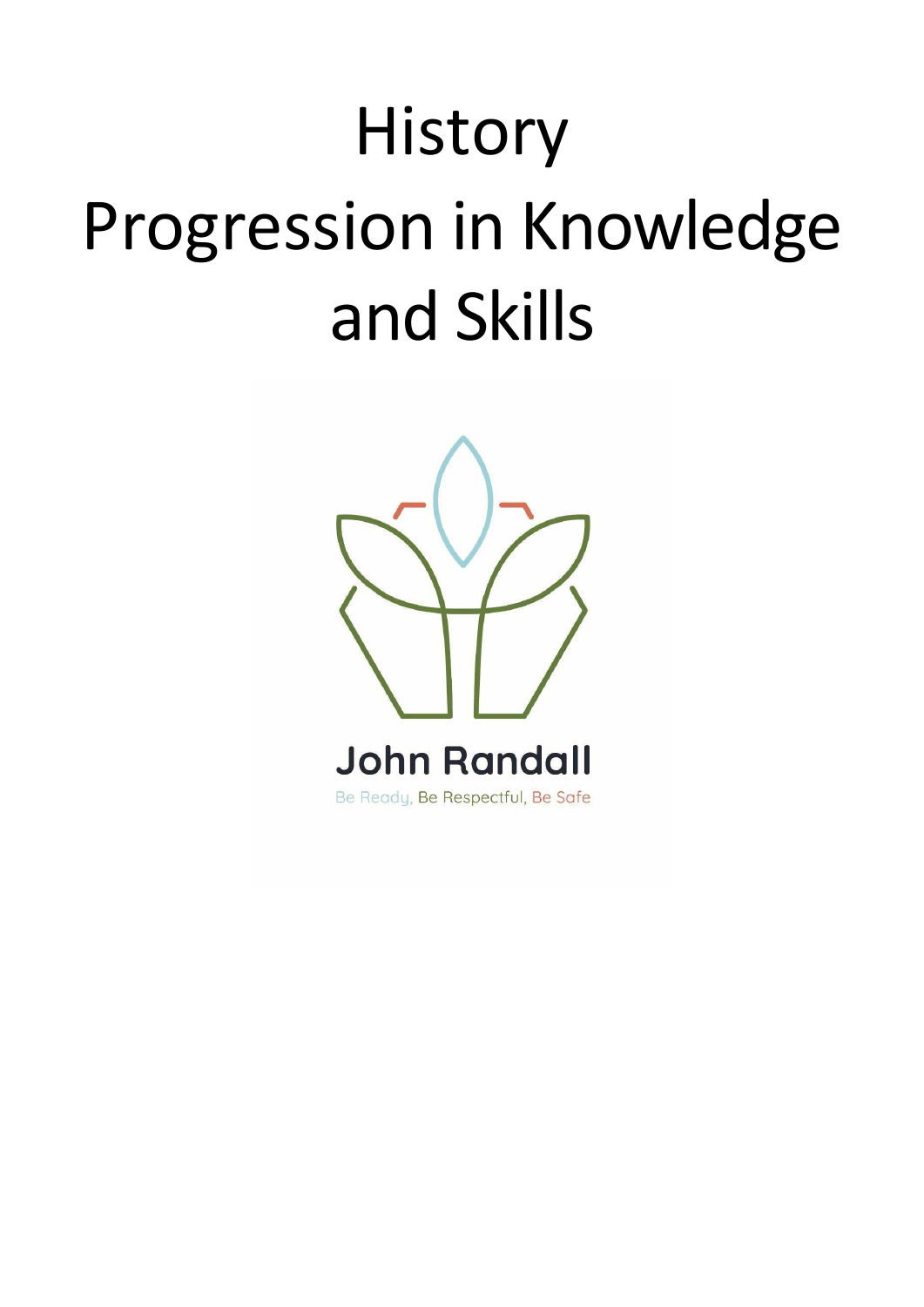# History
# Progression in Knowledge and Skills

John Randall

Be Ready, Be Respectful, Be Safe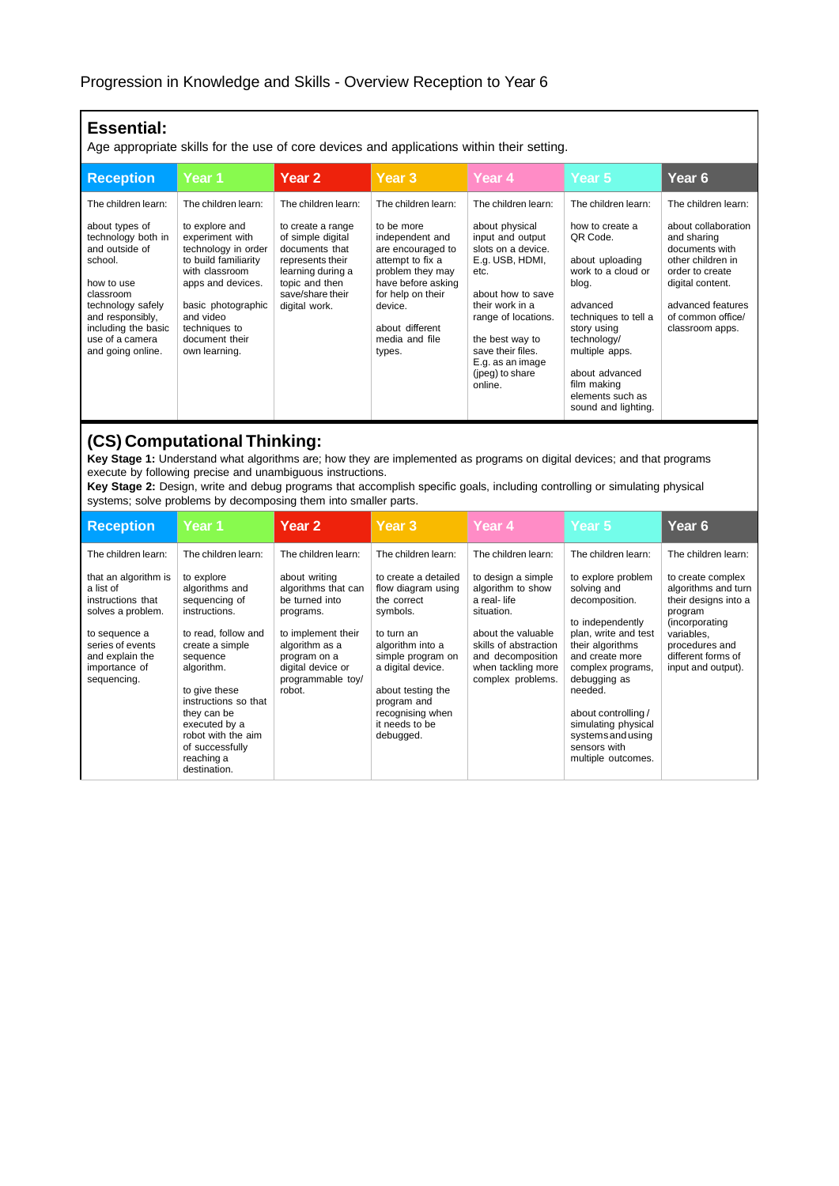Progression in Knowledge and Skills - Overview Reception to Year 6

## Essential:

Age appropriate skills for the use of core devices and applications within their setting.

| Reception | Year 1 | Year 2 | Year 3 | Year 4 | Year 5 | Year 6 |
|---|---|---|---|---|---|---|
| The children learn: | The children learn: | The children learn: | The children learn: | The children learn: | The children learn: | The children learn: |
| about types of technology both in and outside of school.<br><br>how to use classroom technology safely and responsibly, including the basic use of a camera and going online. | to explore and experiment with technology in order to build familiarity with classroom apps and devices.<br><br>basic photographic and video techniques to document their own learning. | to create a range of simple digital documents that represents their learning during a topic and then save/share their digital work. | to be more independent and are encouraged to attempt to fix a problem they may have before asking for help on their device.<br><br>about different media and file types. | about physical input and output slots on a device. E.g. USB, HDMI, etc.<br><br>about how to save their work in a range of locations.<br><br>the best way to save their files. E.g. as an image (jpeg) to share online. | how to create a QR Code.<br><br>about uploading work to a cloud or blog.<br><br>advanced techniques to tell a story using technology/ multiple apps.<br><br>about advanced film making elements such as sound and lighting. | about collaboration and sharing documents with other children in order to create digital content.<br><br>advanced features of common office/ classroom apps. |

## (CS) Computational Thinking:

**Key Stage 1:** Understand what algorithms are; how they are implemented as programs on digital devices; and that programs execute by following precise and unambiguous instructions.
**Key Stage 2:** Design, write and debug programs that accomplish specific goals, including controlling or simulating physical systems; solve problems by decomposing them into smaller parts.

| Reception | Year 1 | Year 2 | Year 3 | Year 4 | Year 5 | Year 6 |
|---|---|---|---|---|---|---|
| The children learn: | The children learn: | The children learn: | The children learn: | The children learn: | The children learn: | The children learn: |
| that an algorithm is a list of instructions that solves a problem.<br><br>to sequence a series of events and explain the importance of sequencing. | to explore algorithms and sequencing of instructions.<br><br>to read, follow and create a simple sequence algorithm.<br><br>to give these instructions so that they can be executed by a robot with the aim of successfully reaching a destination. | about writing algorithms that can be turned into programs.<br><br>to implement their algorithm as a program on a digital device or programmable toy/ robot. | to create a detailed flow diagram using the correct symbols.<br><br>to turn an algorithm into a simple program on a digital device.<br><br>about testing the program and recognising when it needs to be debugged. | to design a simple algorithm to show a real- life situation.<br><br>about the valuable skills of abstraction and decomposition when tackling more complex problems. | to explore problem solving and decomposition.<br><br>to independently plan, write and test their algorithms and create more complex programs, debugging as needed.<br><br>about controlling / simulating physical systems and using sensors with multiple outcomes. | to create complex algorithms and turn their designs into a program (incorporating variables, procedures and different forms of input and output). |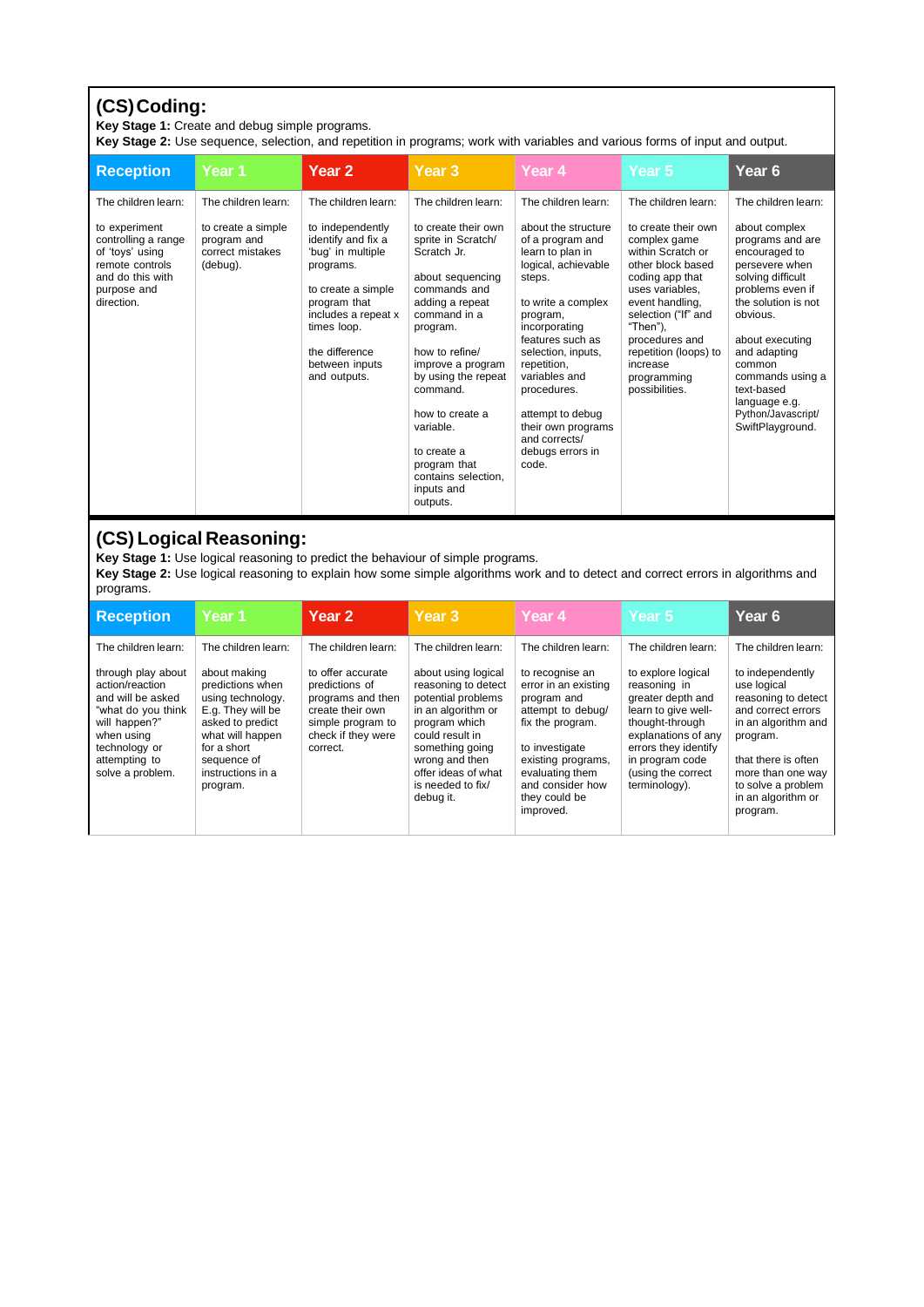## (CS) Coding:

**Key Stage 1:** Create and debug simple programs.
**Key Stage 2:** Use sequence, selection, and repetition in programs; work with variables and various forms of input and output.

| Reception | Year 1 | Year 2 | Year 3 | Year 4 | Year 5 | Year 6 |
|---|---|---|---|---|---|---|
| The children learn: | The children learn: | The children learn: | The children learn: | The children learn: | The children learn: | The children learn: |
| to experiment controlling a range of 'toys' using remote controls and do this with purpose and direction. | to create a simple program and correct mistakes (debug). | to independently identify and fix a 'bug' in multiple programs.<br><br>to create a simple program that includes a repeat x times loop.<br><br>the difference between inputs and outputs. | to create their own sprite in Scratch/ Scratch Jr.<br><br>about sequencing commands and adding a repeat command in a program.<br><br>how to refine/ improve a program by using the repeat command.<br><br>how to create a variable.<br><br>to create a program that contains selection, inputs and outputs. | about the structure of a program and learn to plan in logical, achievable steps.<br><br>to write a complex program, incorporating features such as selection, inputs, repetition, variables and procedures.<br><br>attempt to debug their own programs and corrects/ debugs errors in code. | to create their own complex game within Scratch or other block based coding app that uses variables, event handling, selection ("If" and "Then"), procedures and repetition (loops) to increase programming possibilities. | about complex programs and are encouraged to persevere when solving difficult problems even if the solution is not obvious.<br><br>about executing and adapting common commands using a text-based language e.g. Python/Javascript/ SwiftPlayground. |

## (CS) Logical Reasoning:

**Key Stage 1:** Use logical reasoning to predict the behaviour of simple programs.
**Key Stage 2:** Use logical reasoning to explain how some simple algorithms work and to detect and correct errors in algorithms and programs.

| Reception | Year 1 | Year 2 | Year 3 | Year 4 | Year 5 | Year 6 |
|---|---|---|---|---|---|---|
| The children learn: | The children learn: | The children learn: | The children learn: | The children learn: | The children learn: | The children learn: |
| through play about action/reaction and will be asked "what do you think will happen?" when using technology or attempting to solve a problem. | about making predictions when using technology. E.g. They will be asked to predict what will happen for a short sequence of instructions in a program. | to offer accurate predictions of programs and then create their own simple program to check if they were correct. | about using logical reasoning to detect potential problems in an algorithm or program which could result in something going wrong and then offer ideas of what is needed to fix/ debug it. | to recognise an error in an existing program and attempt to debug/ fix the program.<br><br>to investigate existing programs, evaluating them and consider how they could be improved. | to explore logical reasoning in greater depth and learn to give well-thought-through explanations of any errors they identify in program code (using the correct terminology). | to independently use logical reasoning to detect and correct errors in an algorithm and program.<br><br>that there is often more than one way to solve a problem in an algorithm or program. |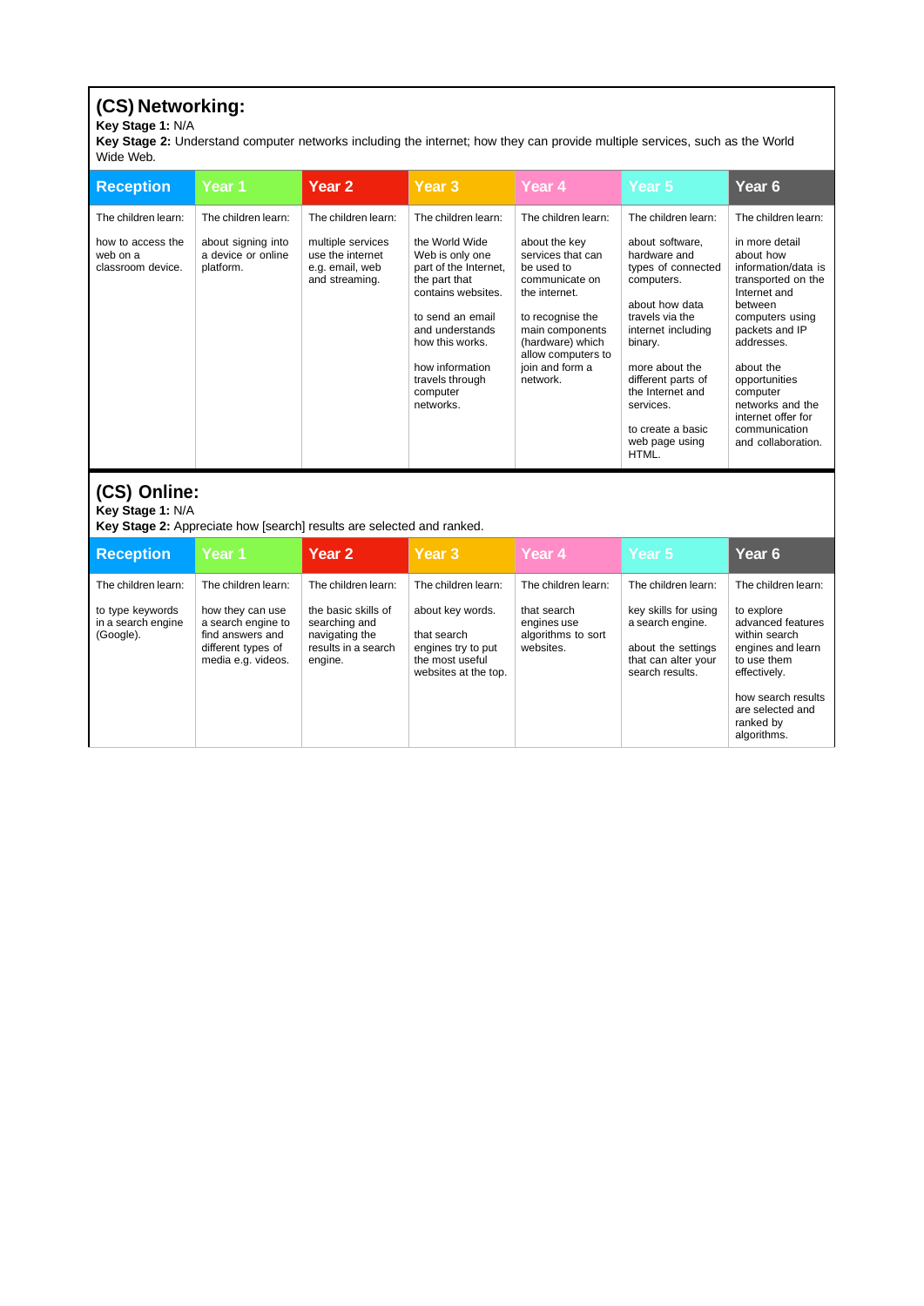## (CS) Networking:

**Key Stage 1:** N/A

**Key Stage 2:** Understand computer networks including the internet; how they can provide multiple services, such as the World Wide Web.

| Reception | Year 1 | Year 2 | Year 3 | Year 4 | Year 5 | Year 6 |
|---|---|---|---|---|---|---|
| The children learn:<br><br>how to access the web on a classroom device. | The children learn:<br><br>about signing into a device or online platform. | The children learn:<br><br>multiple services use the internet e.g. email, web and streaming. | The children learn:<br><br>the World Wide Web is only one part of the Internet, the part that contains websites.<br><br>to send an email and understands how this works.<br><br>how information travels through computer networks. | The children learn:<br><br>about the key services that can be used to communicate on the internet.<br><br>to recognise the main components (hardware) which allow computers to join and form a network. | The children learn:<br><br>about software, hardware and types of connected computers.<br><br>about how data travels via the internet including binary.<br><br>more about the different parts of the Internet and services.<br><br>to create a basic web page using HTML. | The children learn:<br><br>in more detail about how information/data is transported on the Internet and between computers using packets and IP addresses.<br><br>about the opportunities computer networks and the internet offer for communication and collaboration. |

## (CS) Online:

**Key Stage 1:** N/A

**Key Stage 2:** Appreciate how [search] results are selected and ranked.

| Reception | Year 1 | Year 2 | Year 3 | Year 4 | Year 5 | Year 6 |
|---|---|---|---|---|---|---|
| The children learn:<br><br>to type keywords in a search engine (Google). | The children learn:<br><br>how they can use a search engine to find answers and different types of media e.g. videos. | The children learn:<br><br>the basic skills of searching and navigating the results in a search engine. | The children learn:<br><br>about key words.<br><br>that search engines try to put the most useful websites at the top. | The children learn:<br><br>that search engines use algorithms to sort websites. | The children learn:<br><br>key skills for using a search engine.<br><br>about the settings that can alter your search results. | The children learn:<br><br>to explore advanced features within search engines and learn to use them effectively.<br><br>how search results are selected and ranked by algorithms. |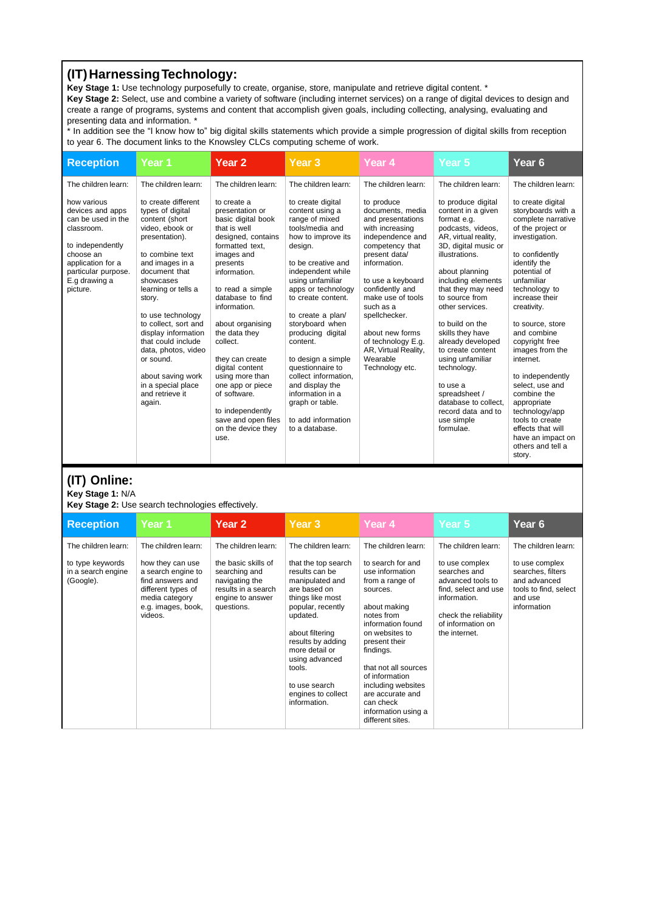## (IT) Harnessing Technology:

**Key Stage 1:** Use technology purposefully to create, organise, store, manipulate and retrieve digital content. *
**Key Stage 2:** Select, use and combine a variety of software (including internet services) on a range of digital devices to design and create a range of programs, systems and content that accomplish given goals, including collecting, analysing, evaluating and presenting data and information. *
* In addition see the "I know how to" big digital skills statements which provide a simple progression of digital skills from reception to year 6. The document links to the Knowsley CLCs computing scheme of work.

| Reception | Year 1 | Year 2 | Year 3 | Year 4 | Year 5 | Year 6 |
|---|---|---|---|---|---|---|
| The children learn:<br><br>how various devices and apps can be used in the classroom.<br><br>to independently choose an application for a particular purpose. E.g drawing a picture. | The children learn:<br><br>to create different types of digital content (short video, ebook or presentation).<br><br>to combine text and images in a document that showcases learning or tells a story.<br><br>to use technology to collect, sort and display information that could include data, photos, video or sound.<br><br>about saving work in a special place and retrieve it again. | The children learn:<br><br>to create a presentation or basic digital book that is well designed, contains formatted text, images and presents information.<br><br>to read a simple database to find information.<br><br>about organising the data they collect.<br><br>they can create digital content using more than one app or piece of software.<br><br>to independently save and open files on the device they use. | The children learn:<br><br>to create digital content using a range of mixed tools/media and how to improve its design.<br><br>to be creative and independent while using unfamiliar apps or technology to create content.<br><br>to create a plan/ storyboard when producing digital content.<br><br>to design a simple questionnaire to collect information, and display the information in a graph or table.<br><br>to add information to a database. | The children learn:<br><br>to produce documents, media and presentations with increasing independence and competency that present data/ information.<br><br>to use a keyboard confidently and make use of tools such as a spellchecker.<br><br>about new forms of technology E.g. AR, Virtual Reality, Wearable Technology etc. | The children learn:<br><br>to produce digital content in a given format e.g. podcasts, videos, AR, virtual reality, 3D, digital music or illustrations.<br><br>about planning including elements that they may need to source from other services.<br><br>to build on the skills they have already developed to create content using unfamiliar technology.<br><br>to use a spreadsheet / database to collect, record data and to use simple formulae. | The children learn:<br><br>to create digital storyboards with a complete narrative of the project or investigation.<br><br>to confidently identify the potential of unfamiliar technology to increase their creativity.<br><br>to source, store and combine copyright free images from the internet.<br><br>to independently select, use and combine the appropriate technology/app tools to create effects that will have an impact on others and tell a story. |

## (IT) Online:

**Key Stage 1:** N/A
**Key Stage 2:** Use search technologies effectively.

| Reception | Year 1 | Year 2 | Year 3 | Year 4 | Year 5 | Year 6 |
|---|---|---|---|---|---|---|
| The children learn:<br><br>to type keywords in a search engine (Google). | The children learn:<br><br>how they can use a search engine to find answers and different types of media category e.g. images, book, videos. | The children learn:<br><br>the basic skills of searching and navigating the results in a search engine to answer questions. | The children learn:<br><br>that the top search results can be manipulated and are based on things like most popular, recently updated.<br><br>about filtering results by adding more detail or using advanced tools.<br><br>to use search engines to collect information. | The children learn:<br><br>to search for and use information from a range of sources.<br><br>about making notes from information found on websites to present their findings.<br><br>that not all sources of information including websites are accurate and can check information using a different sites. | The children learn:<br><br>to use complex searches and advanced tools to find, select and use information.<br><br>check the reliability of information on the internet. | The children learn:<br><br>to use complex searches, filters and advanced tools to find, select and use information |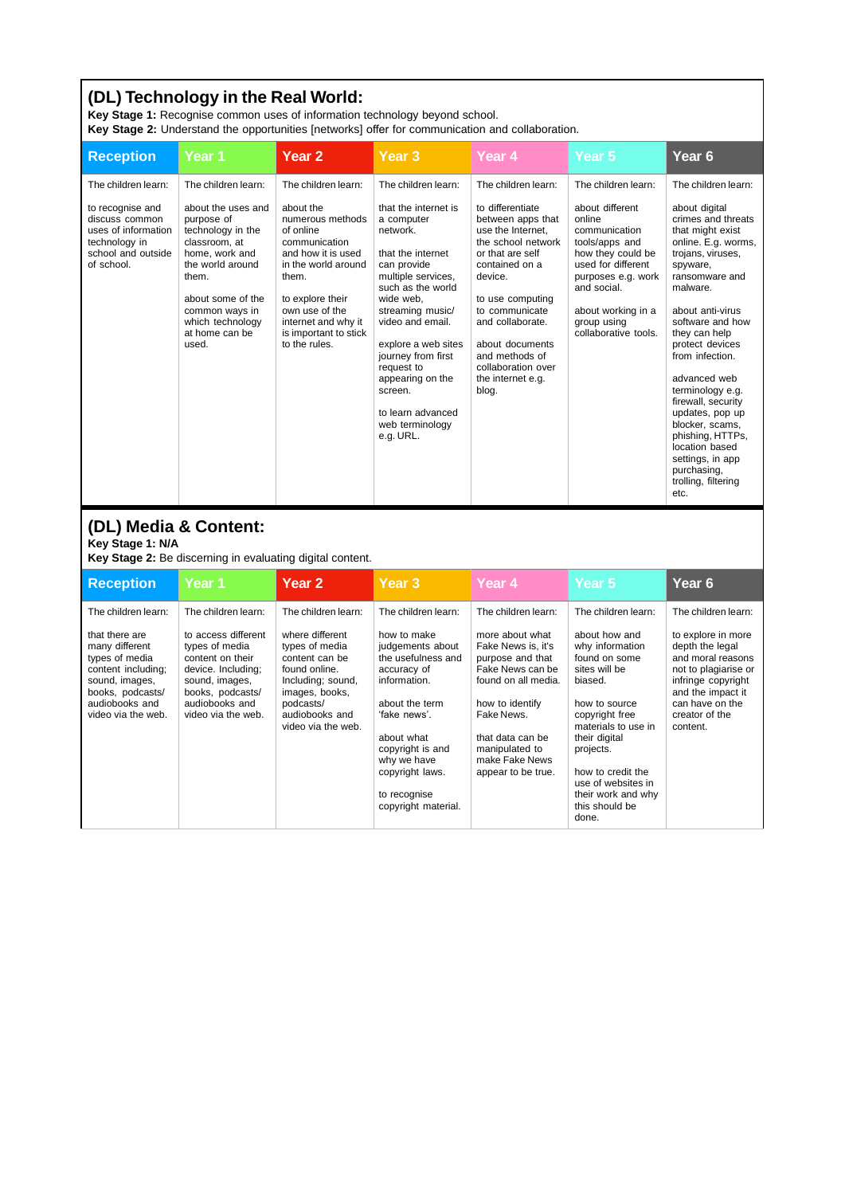## (DL) Technology in the Real World:

**Key Stage 1:** Recognise common uses of information technology beyond school.
**Key Stage 2:** Understand the opportunities [networks] offer for communication and collaboration.

| Reception | Year 1 | Year 2 | Year 3 | Year 4 | Year 5 | Year 6 |
|---|---|---|---|---|---|---|
| The children learn:<br><br>to recognise and discuss common uses of information technology in school and outside of school. | The children learn:<br><br>about the uses and purpose of technology in the classroom, at home, work and the world around them.<br><br>about some of the common ways in which technology at home can be used. | The children learn:<br><br>about the numerous methods of online communication and how it is used in the world around them.<br><br>to explore their own use of the internet and why it is important to stick to the rules. | The children learn:<br><br>that the internet is a computer network.<br><br>that the internet can provide multiple services, such as the world wide web, streaming music/ video and email.<br><br>explore a web sites journey from first request to appearing on the screen.<br><br>to learn advanced web terminology e.g. URL. | The children learn:<br><br>to differentiate between apps that use the Internet, the school network or that are self contained on a device.<br><br>to use computing to communicate and collaborate.<br><br>about documents and methods of collaboration over the internet e.g. blog. | The children learn:<br><br>about different online communication tools/apps and how they could be used for different purposes e.g. work and social.<br><br>about working in a group using collaborative tools. | The children learn:<br><br>about digital crimes and threats that might exist online. E.g. worms, trojans, viruses, spyware, ransomware and malware.<br><br>about anti-virus software and how they can help protect devices from infection.<br><br>advanced web terminology e.g. firewall, security updates, pop up blocker, scams, phishing, HTTPs, location based settings, in app purchasing, trolling, filtering etc. |

## (DL) Media & Content:

**Key Stage 1: N/A**
**Key Stage 2:** Be discerning in evaluating digital content.

| Reception | Year 1 | Year 2 | Year 3 | Year 4 | Year 5 | Year 6 |
|---|---|---|---|---|---|---|
| The children learn:<br><br>that there are many different types of media content including; sound, images, books, podcasts/ audiobooks and video via the web. | The children learn:<br><br>to access different types of media content on their device. Including; sound, images, books, podcasts/ audiobooks and video via the web. | The children learn:<br><br>where different types of media content can be found online. Including; sound, images, books, podcasts/ audiobooks and video via the web. | The children learn:<br><br>how to make judgements about the usefulness and accuracy of information.<br><br>about the term 'fake news'.<br><br>about what copyright is and why we have copyright laws.<br><br>to recognise copyright material. | The children learn:<br><br>more about what Fake News is, it's purpose and that Fake News can be found on all media.<br><br>how to identify Fake News.<br><br>that data can be manipulated to make Fake News appear to be true. | The children learn:<br><br>about how and why information found on some sites will be biased.<br><br>how to source copyright free materials to use in their digital projects.<br><br>how to credit the use of websites in their work and why this should be done. | The children learn:<br><br>to explore in more depth the legal and moral reasons not to plagiarise or infringe copyright and the impact it can have on the creator of the content. |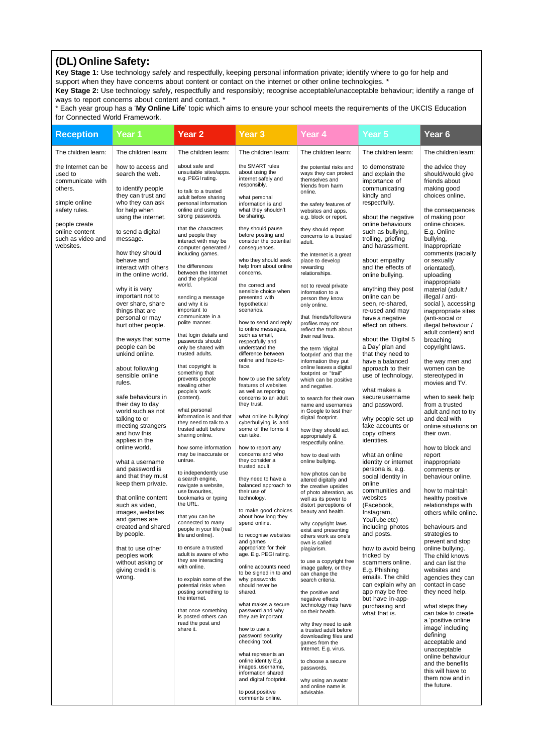## (DL) Online Safety:

**Key Stage 1:** Use technology safely and respectfully, keeping personal information private; identify where to go for help and support when they have concerns about content or contact on the internet or other online technologies. *

**Key Stage 2:** Use technology safely, respectfully and responsibly; recognise acceptable/unacceptable behaviour; identify a range of ways to report concerns about content and contact. *

* Each year group has a '**My Online Life**' topic which aims to ensure your school meets the requirements of the UKCIS Education for Connected World Framework.

| Reception | Year 1 | Year 2 | Year 3 | Year 4 | Year 5 | Year 6 |
|---|---|---|---|---|---|---|
| The children learn:<br><br>the Internet can be used to communicate with others.<br><br>simple online safety rules.<br><br>people create online content such as video and websites. | The children learn:<br><br>how to access and search the web.<br><br>to identify people they can trust and who they can ask for help when using the internet.<br><br>to send a digital message.<br><br>how they should behave and interact with others in the online world.<br><br>why it is very important not to over share, share things that are personal or may hurt other people.<br><br>the ways that some people can be unkind online.<br><br>about following sensible online rules.<br><br>safe behaviours in their day to day world such as not talking to or meeting strangers and how this applies in the online world.<br><br>what a username and password is and that they must keep them private.<br><br>that online content such as video, images, websites and games are created and shared by people.<br><br>that to use other peoples work without asking or giving credit is wrong. | The children learn:<br><br>about safe and unsuitable sites/apps. e.g. PEGI rating.<br><br>to talk to a trusted adult before sharing personal information online and using strong passwords.<br><br>that the characters and people they interact with may be computer generated / including games.<br><br>the differences between the Internet and the physical world.<br><br>sending a message and why it is important to communicate in a polite manner.<br><br>that login details and passwords should only be shared with trusted adults.<br><br>that copyright is something that prevents people stealing other people's work (content).<br><br>what personal information is and that they need to talk to a trusted adult before sharing online.<br><br>how some information may be inaccurate or untrue.<br><br>to independently use a search engine, navigate a website, use favourites, bookmarks or typing the URL.<br><br>that you can be connected to many people in your life (real life and online).<br><br>to ensure a trusted adult is aware of who they are interacting with online.<br><br>to explain some of the potential risks when posting something to the internet.<br><br>that once something is posted others can read the post and share it. | The children learn:<br><br>the SMART rules about using the internet safely and responsibly.<br><br>what personal information is and what they shouldn't be sharing.<br><br>they should pause before posting and consider the potential consequences.<br><br>who they should seek help from about online concerns.<br><br>the correct and sensible choice when presented with hypothetical scenarios.<br><br>how to send and reply to online messages, such as email, respectfully and understand the difference between online and face-to-face.<br><br>how to use the safety features of websites as well as reporting concerns to an adult they trust.<br><br>what online bullying/ cyberbullying is and some of the forms it can take.<br><br>how to report any concerns and who they consider a trusted adult.<br><br>they need to have a balanced approach to their use of technology.<br><br>to make good choices about how long they spend online.<br><br>to recognise websites and games appropriate for their age. E.g. PEGI rating.<br><br>online accounts need to be signed in to and why passwords should never be shared.<br><br>what makes a secure password and why they are important.<br><br>how to use a password security checking tool.<br><br>what represents an online identity E.g. images, username, information shared and digital footprint.<br><br>to post positive comments online. | The children learn:<br><br>the potential risks and ways they can protect themselves and friends from harm online.<br><br>the safety features of websites and apps. e.g. block or report.<br><br>they should report concerns to a trusted adult.<br><br>the Internet is a great place to develop rewarding relationships.<br><br>not to reveal private information to a person they know only online.<br><br>that friends/followers profiles may not reflect the truth about their real lives.<br><br>the term 'digital footprint' and that the information they put online leaves a digital footprint or "trail" which can be positive and negative.<br><br>to search for their own name and usernames in Google to test their digital footprint.<br><br>how they should act appropriately & respectfully online.<br><br>how to deal with online bullying.<br><br>how photos can be altered digitally and the creative upsides of photo alteration, as well as its power to distort perceptions of beauty and health.<br><br>why copyright laws exist and presenting others work as one's own is called plagiarism.<br><br>to use a copyright free image gallery, or they can change the search criteria.<br><br>the positive and negative effects technology may have on their health.<br><br>why they need to ask a trusted adult before downloading files and games from the Internet. E.g. virus.<br><br>to choose a secure passwords.<br><br>why using an avatar and online name is advisable. | The children learn:<br><br>to demonstrate and explain the importance of communicating kindly and respectfully.<br><br>about the negative online behaviours such as bullying, trolling, griefing and harassment.<br><br>about empathy and the effects of online bullying.<br><br>anything they post online can be seen, re-shared, re-used and may have a negative effect on others.<br><br>about the 'Digital 5 a Day' plan and that they need to have a balanced approach to their use of technology.<br><br>what makes a secure username and password.<br><br>why people set up fake accounts or copy others identities.<br><br>what an online identity or internet persona is, e.g. social identity in online communities and websites (Facebook, Instagram, YouTube etc) including photos and posts.<br><br>how to avoid being tricked by scammers online. E.g. Phishing emails. The child can explain why an app may be free but have in-app-purchasing and what that is. | The children learn:<br><br>the advice they should/would give friends about making good choices online.<br><br>the consequences of making poor online choices. E.g. Online bullying, Inappropriate comments (racially or sexually orientated), uploading inappropriate material (adult / illegal / anti-social ), accessing inappropriate sites (anti-social or illegal behaviour / adult content) and breaching copyright laws.<br><br>the way men and women can be stereotyped in movies and TV.<br><br>when to seek help from a trusted adult and not to try and deal with online situations on their own.<br><br>how to block and report inappropriate comments or behaviour online.<br><br>how to maintain healthy positive relationships with others while online.<br><br>behaviours and strategies to prevent and stop online bullying. The child knows and can list the websites and agencies they can contact in case they need help.<br><br>what steps they can take to create a 'positive online image' including defining acceptable and unacceptable online behaviour and the benefits this will have to them now and in the future. |